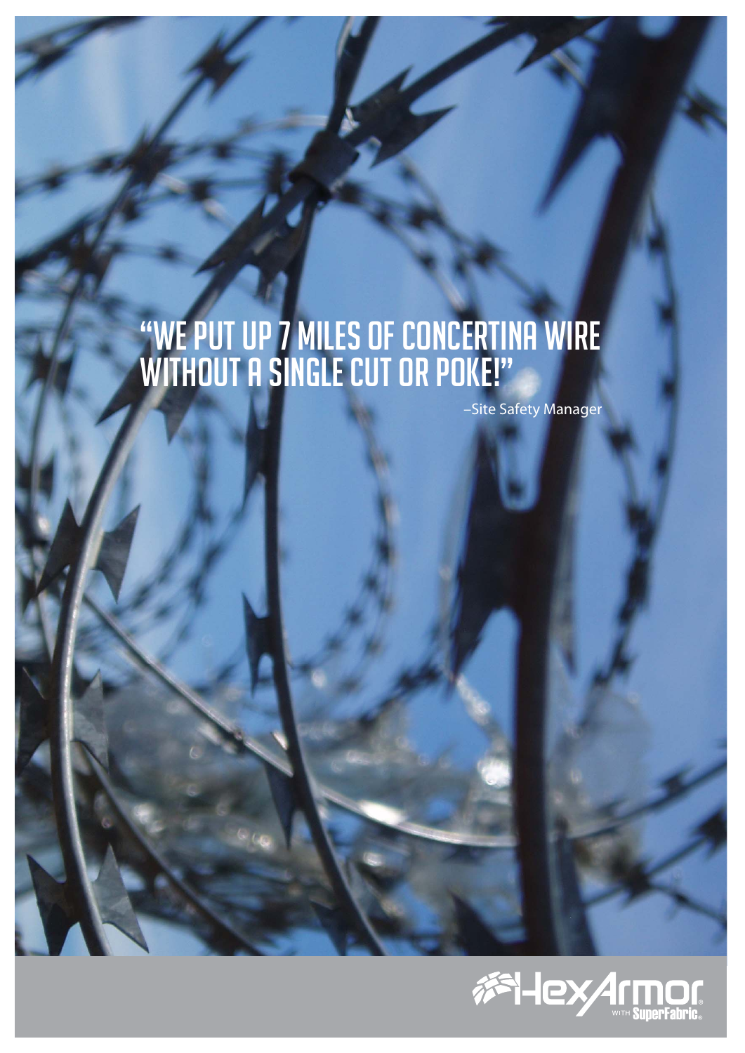# "We put up 7 miles of concertina wire without a single cut or poke!"

–Site Safety Manager

HexArmor® with SuperFabric®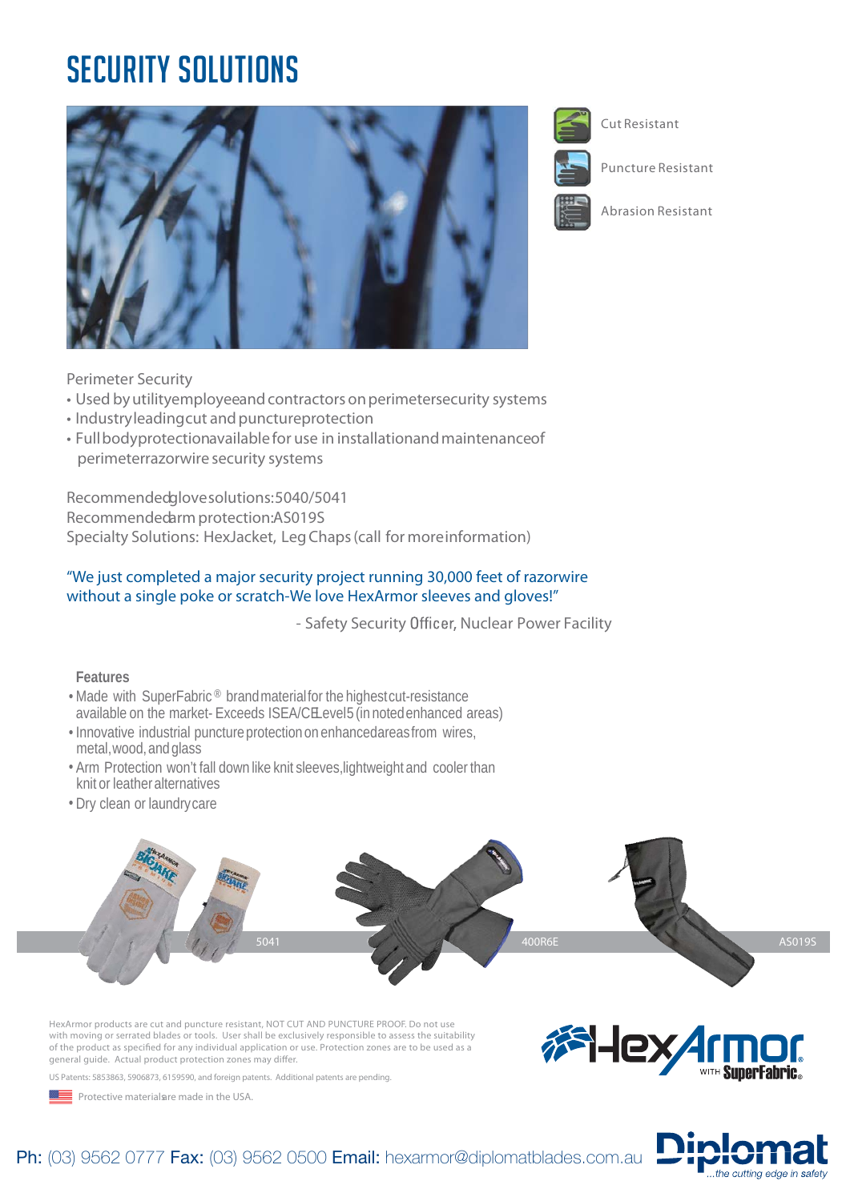# SECURITY SOLUTIONS

Cut Resistant

Puncture Resistant

Abrasion Resistant

Perimeter Security

- Used by utility employee and contractors on perimeter security systems
- Industry leading cut and puncture protection
- Full body protection available for use in installation and maintenance of perimeter razorwire security systems

Recommended glove solutions: 5040/5041
Recommended arm protection: AS019S
Specialty Solutions: HexJacket, Leg Chaps (call for more information)

"We just completed a major security project running 30,000 feet of razorwire without a single poke or scratch-We love HexArmor sleeves and gloves!"

- Safety Security Officer, Nuclear Power Facility

**Features**

- Made with SuperFabric® brand material for the highest cut-resistance available on the market- Exceeds ISEA/CE Level 5 (in noted enhanced areas)
- Innovative industrial puncture protection on enhanced areas from wires, metal, wood, and glass
- Arm Protection won't fall down like knit sleeves, lightweight and cooler than knit or leather alternatives
- Dry clean or laundry care

5041

400R6E

AS019S

HexArmor products are cut and puncture resistant, NOT CUT AND PUNCTURE PROOF. Do not use with moving or serrated blades or tools. User shall be exclusively responsible to assess the suitability of the product as specified for any individual application or use. Protection zones are to be used as a general guide. Actual product protection zones may differ.

US Patents: 5853863, 5906873, 6159590, and foreign patents. Additional patents are pending.

Protective materials are made in the USA.

HexArmor WITH SuperFabric®

Ph: (03) 9562 0777 Fax: (03) 9562 0500 Email: hexarmor@diplomatblades.com.au

Diplomat ...the cutting edge in safety